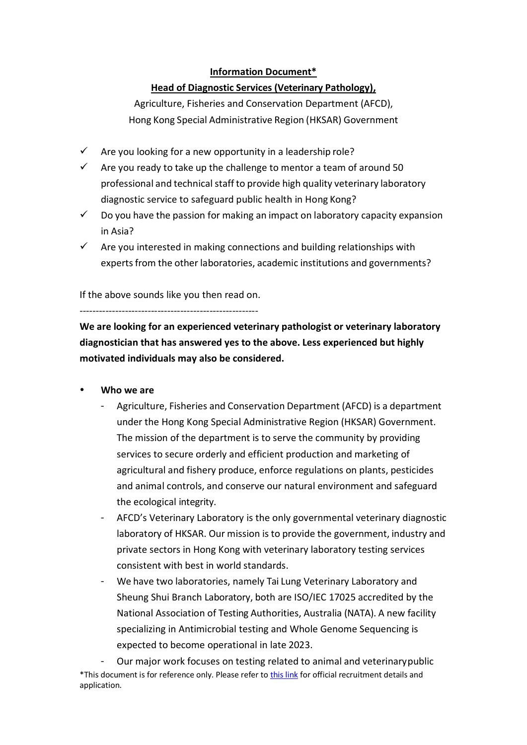**Information Document***

**Head of Diagnostic Services (Veterinary Pathology),**

Agriculture, Fisheries and Conservation Department (AFCD),
Hong Kong Special Administrative Region (HKSAR) Government

- ✓ Are you looking for a new opportunity in a leadership role?
- ✓ Are you ready to take up the challenge to mentor a team of around 50 professional and technical staff to provide high quality veterinary laboratory diagnostic service to safeguard public health in Hong Kong?
- ✓ Do you have the passion for making an impact on laboratory capacity expansion in Asia?
- ✓ Are you interested in making connections and building relationships with experts from the other laboratories, academic institutions and governments?

If the above sounds like you then read on.

-------------------------------------------------------

**We are looking for an experienced veterinary pathologist or veterinary laboratory diagnostician that has answered yes to the above. Less experienced but highly motivated individuals may also be considered.**

- **Who we are**
  - Agriculture, Fisheries and Conservation Department (AFCD) is a department under the Hong Kong Special Administrative Region (HKSAR) Government. The mission of the department is to serve the community by providing services to secure orderly and efficient production and marketing of agricultural and fishery produce, enforce regulations on plants, pesticides and animal controls, and conserve our natural environment and safeguard the ecological integrity.
  - AFCD's Veterinary Laboratory is the only governmental veterinary diagnostic laboratory of HKSAR. Our mission is to provide the government, industry and private sectors in Hong Kong with veterinary laboratory testing services consistent with best in world standards.
  - We have two laboratories, namely Tai Lung Veterinary Laboratory and Sheung Shui Branch Laboratory, both are ISO/IEC 17025 accredited by the National Association of Testing Authorities, Australia (NATA). A new facility specializing in Antimicrobial testing and Whole Genome Sequencing is expected to become operational in late 2023.
  - Our major work focuses on testing related to animal and veterinary public

*This document is for reference only. Please refer to this link for official recruitment details and application.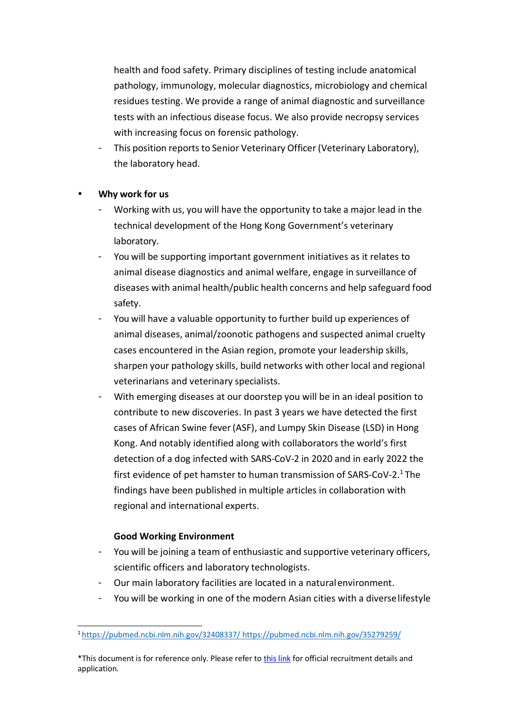health and food safety. Primary disciplines of testing include anatomical pathology, immunology, molecular diagnostics, microbiology and chemical residues testing. We provide a range of animal diagnostic and surveillance tests with an infectious disease focus. We also provide necropsy services with increasing focus on forensic pathology.

- This position reports to Senior Veterinary Officer (Veterinary Laboratory), the laboratory head.

- **Why work for us**
  - Working with us, you will have the opportunity to take a major lead in the technical development of the Hong Kong Government's veterinary laboratory.
  - You will be supporting important government initiatives as it relates to animal disease diagnostics and animal welfare, engage in surveillance of diseases with animal health/public health concerns and help safeguard food safety.
  - You will have a valuable opportunity to further build up experiences of animal diseases, animal/zoonotic pathogens and suspected animal cruelty cases encountered in the Asian region, promote your leadership skills, sharpen your pathology skills, build networks with other local and regional veterinarians and veterinary specialists.
  - With emerging diseases at our doorstep you will be in an ideal position to contribute to new discoveries. In past 3 years we have detected the first cases of African Swine fever (ASF), and Lumpy Skin Disease (LSD) in Hong Kong. And notably identified along with collaborators the world's first detection of a dog infected with SARS-CoV-2 in 2020 and in early 2022 the first evidence of pet hamster to human transmission of SARS-CoV-2.[1] The findings have been published in multiple articles in collaboration with regional and international experts.

  **Good Working Environment**

  - You will be joining a team of enthusiastic and supportive veterinary officers, scientific officers and laboratory technologists.
  - Our main laboratory facilities are located in a natural environment.
  - You will be working in one of the modern Asian cities with a diverse lifestyle

[1] https://pubmed.ncbi.nlm.nih.gov/32408337/ https://pubmed.ncbi.nlm.nih.gov/35279259/

*This document is for reference only. Please refer to this link for official recruitment details and application.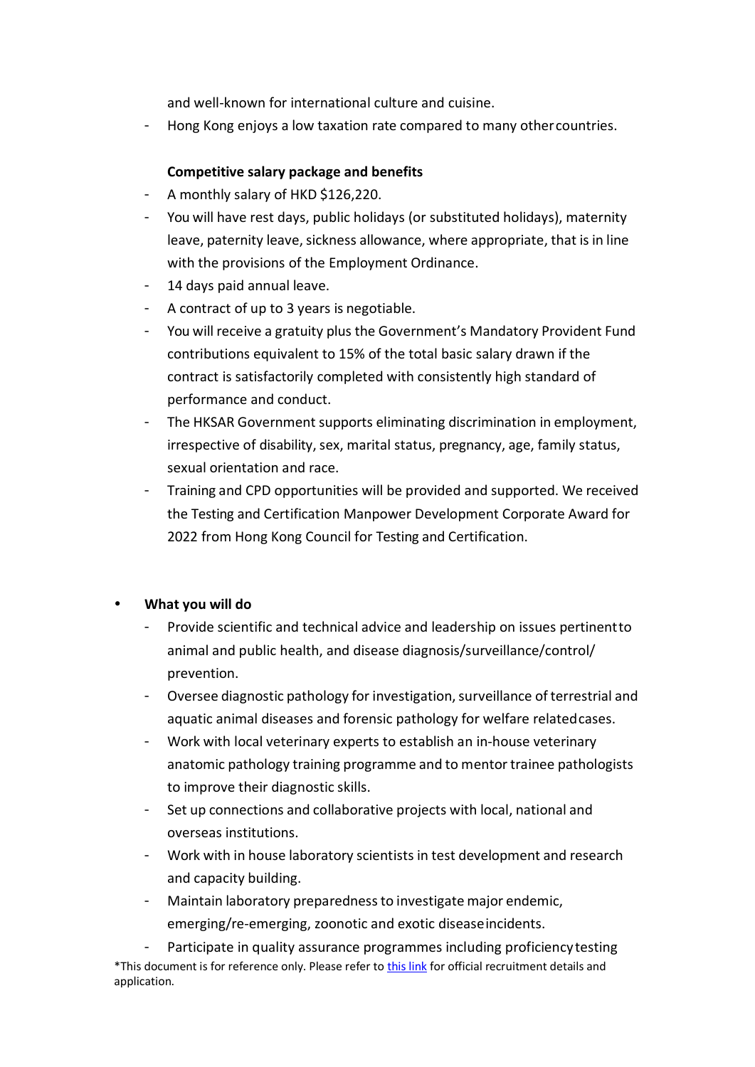and well-known for international culture and cuisine.

- Hong Kong enjoys a low taxation rate compared to many other countries.

**Competitive salary package and benefits**

- A monthly salary of HKD $126,220.
- You will have rest days, public holidays (or substituted holidays), maternity leave, paternity leave, sickness allowance, where appropriate, that is in line with the provisions of the Employment Ordinance.
- 14 days paid annual leave.
- A contract of up to 3 years is negotiable.
- You will receive a gratuity plus the Government's Mandatory Provident Fund contributions equivalent to 15% of the total basic salary drawn if the contract is satisfactorily completed with consistently high standard of performance and conduct.
- The HKSAR Government supports eliminating discrimination in employment, irrespective of disability, sex, marital status, pregnancy, age, family status, sexual orientation and race.
- Training and CPD opportunities will be provided and supported. We received the Testing and Certification Manpower Development Corporate Award for 2022 from Hong Kong Council for Testing and Certification.

- **What you will do**
  - Provide scientific and technical advice and leadership on issues pertinent to animal and public health, and disease diagnosis/surveillance/control/ prevention.
  - Oversee diagnostic pathology for investigation, surveillance of terrestrial and aquatic animal diseases and forensic pathology for welfare related cases.
  - Work with local veterinary experts to establish an in-house veterinary anatomic pathology training programme and to mentor trainee pathologists to improve their diagnostic skills.
  - Set up connections and collaborative projects with local, national and overseas institutions.
  - Work with in house laboratory scientists in test development and research and capacity building.
  - Maintain laboratory preparedness to investigate major endemic, emerging/re-emerging, zoonotic and exotic disease incidents.
  - Participate in quality assurance programmes including proficiency testing

*This document is for reference only. Please refer to this link for official recruitment details and application.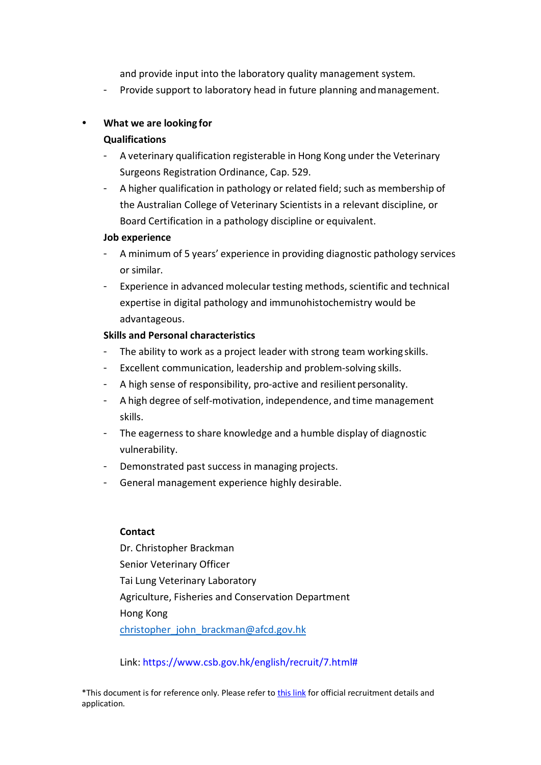and provide input into the laboratory quality management system.

- Provide support to laboratory head in future planning and management.

- **What we are looking for**

  **Qualifications**

  - A veterinary qualification registerable in Hong Kong under the Veterinary Surgeons Registration Ordinance, Cap. 529.
  - A higher qualification in pathology or related field; such as membership of the Australian College of Veterinary Scientists in a relevant discipline, or Board Certification in a pathology discipline or equivalent.

  **Job experience**

  - A minimum of 5 years' experience in providing diagnostic pathology services or similar.
  - Experience in advanced molecular testing methods, scientific and technical expertise in digital pathology and immunohistochemistry would be advantageous.

  **Skills and Personal characteristics**

  - The ability to work as a project leader with strong team working skills.
  - Excellent communication, leadership and problem-solving skills.
  - A high sense of responsibility, pro-active and resilient personality.
  - A high degree of self-motivation, independence, and time management skills.
  - The eagerness to share knowledge and a humble display of diagnostic vulnerability.
  - Demonstrated past success in managing projects.
  - General management experience highly desirable.

**Contact**

Dr. Christopher Brackman
Senior Veterinary Officer
Tai Lung Veterinary Laboratory
Agriculture, Fisheries and Conservation Department
Hong Kong
christopher_john_brackman@afcd.gov.hk

Link: https://www.csb.gov.hk/english/recruit/7.html#

*This document is for reference only. Please refer to this link for official recruitment details and application.